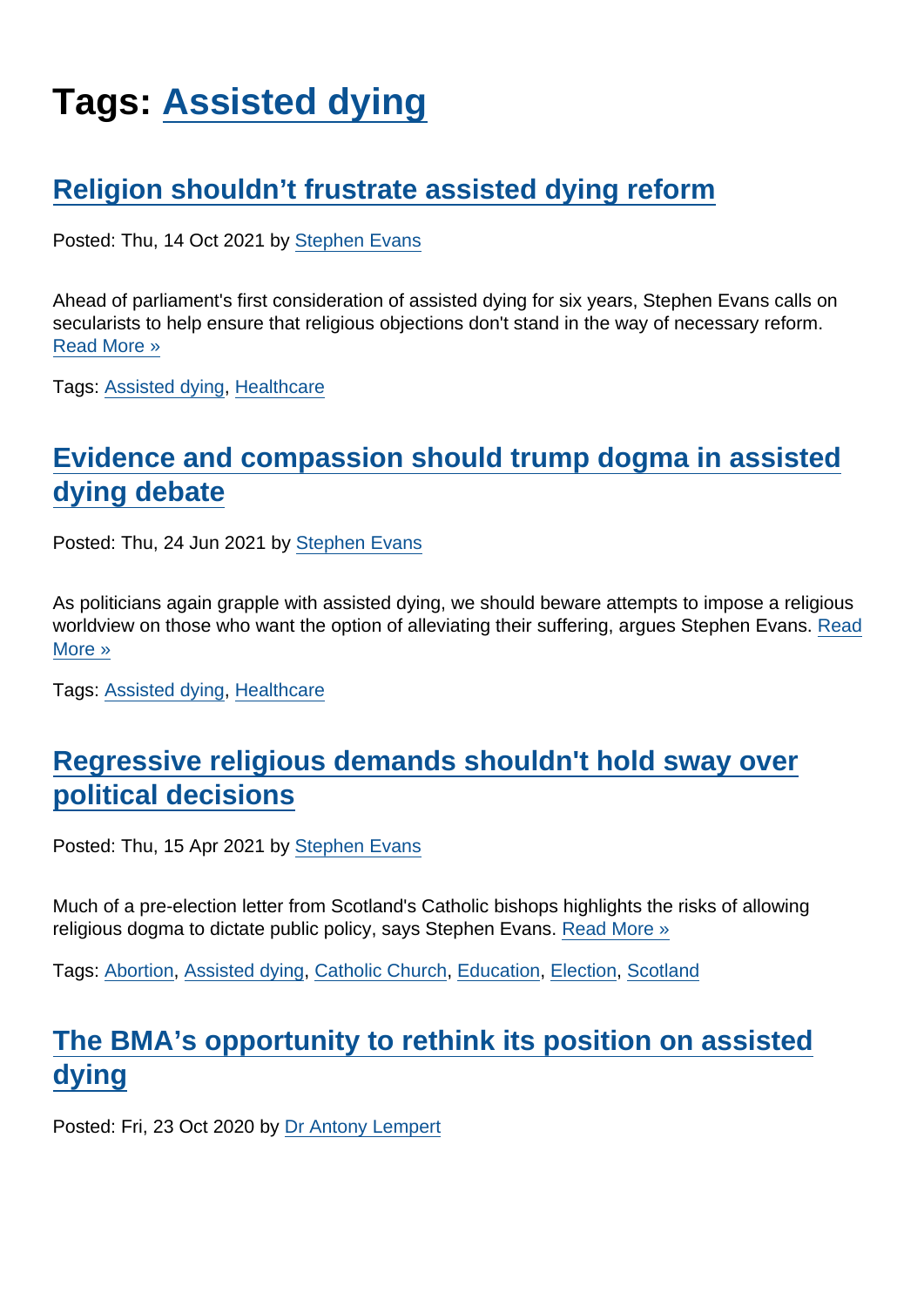# Tags: Assisted dying

## Religion shouldn’t frustrate assisted dying reform

Posted: Thu, 14 Oct 2021 by Stephen Evans

Ahead of parliament's first consideration of assisted dying for six years, Stephen Evans calls on secularists to help ensure that religious objections don't stand in the way of necessary reform. Read More »

Tags: Assisted dying, Healthcare

## Evidence and compassion should trump dogma in assisted dying debate

Posted: Thu, 24 Jun 2021 by Stephen Evans

As politicians again grapple with assisted dying, we should beware attempts to impose a religious worldview on those who want the option of alleviating their suffering, argues Stephen Evans. Read More »

Tags: Assisted dying, Healthcare

## Regressive religious demands shouldn't hold sway over political decisions

Posted: Thu, 15 Apr 2021 by Stephen Evans

Much of a pre-election letter from Scotland's Catholic bishops highlights the risks of allowing religious dogma to dictate public policy, says Stephen Evans. Read More »

Tags: Abortion, Assisted dying, Catholic Church, Education, Election, Scotland

## The BMA’s opportunity to rethink its position on assisted dying

Posted: Fri, 23 Oct 2020 by Dr Antony Lempert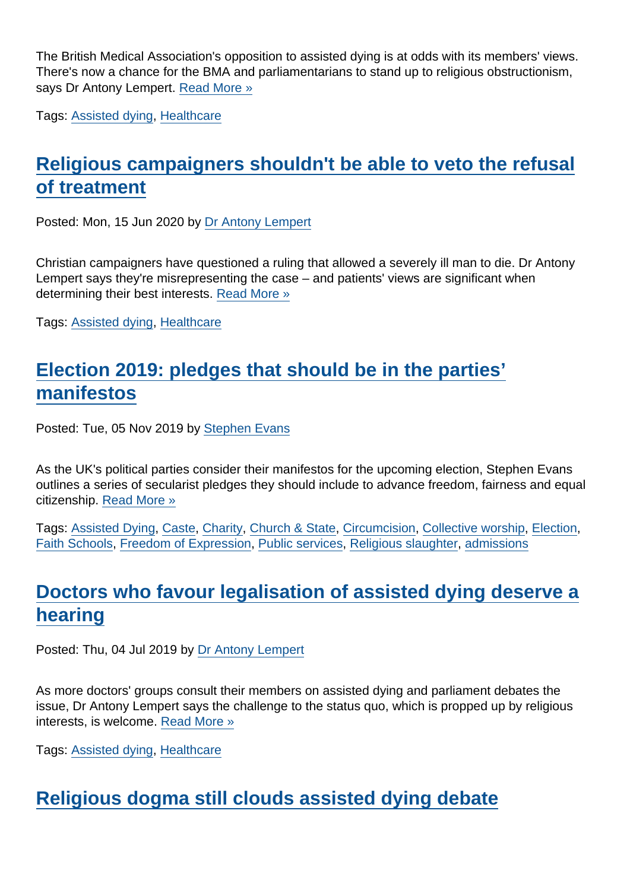The British Medical Association's opposition to assisted dying is at odds with its members' views. There's now a chance for the BMA and parliamentarians to stand up to religious obstructionism, says Dr Antony Lempert. Read More »

Tags: Assisted dying, Healthcare

## Religious campaigners shouldn't be able to veto the refusal of treatment

Posted: Mon, 15 Jun 2020 by Dr Antony Lempert

Christian campaigners have questioned a ruling that allowed a severely ill man to die. Dr Antony Lempert says they're misrepresenting the case – and patients' views are significant when determining their best interests. Read More »

Tags: Assisted dying, Healthcare

## Election 2019: pledges that should be in the parties' manifestos

Posted: Tue, 05 Nov 2019 by Stephen Evans

As the UK's political parties consider their manifestos for the upcoming election, Stephen Evans outlines a series of secularist pledges they should include to advance freedom, fairness and equal citizenship. Read More »

Tags: Assisted Dying, Caste, Charity, Church & State, Circumcision, Collective worship, Election, Faith Schools, Freedom of Expression, Public services, Religious slaughter, admissions

## Doctors who favour legalisation of assisted dying deserve a hearing

Posted: Thu, 04 Jul 2019 by Dr Antony Lempert

As more doctors' groups consult their members on assisted dying and parliament debates the issue, Dr Antony Lempert says the challenge to the status quo, which is propped up by religious interests, is welcome. Read More »

Tags: Assisted dying, Healthcare

## Religious dogma still clouds assisted dying debate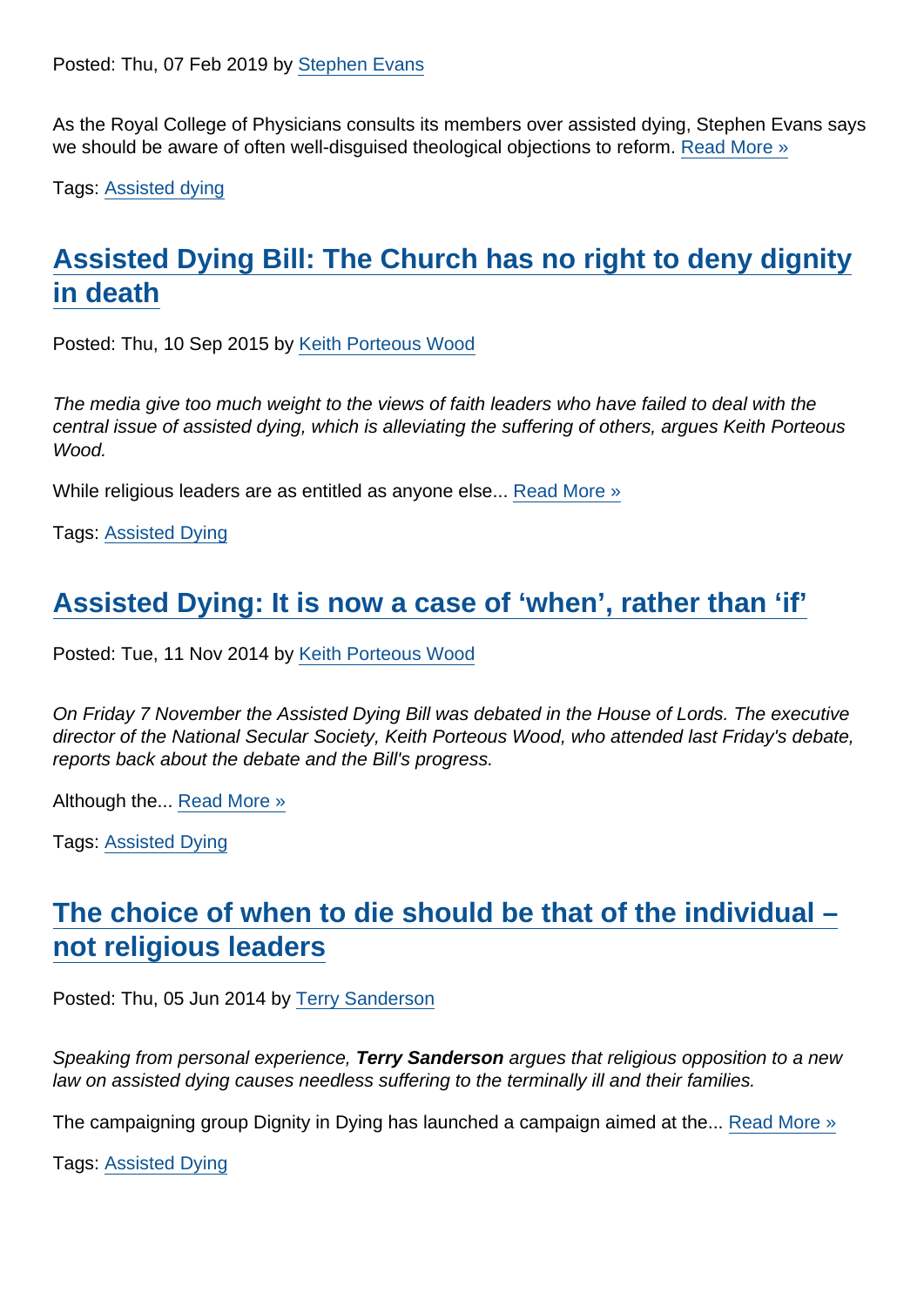Posted: Thu, 07 Feb 2019 by [Stephen Evans]

As the Royal College of Physicians consults its members over assisted dying, Stephen Evans says we should be aware of often well-disguised theological objections to reform. [Read More »]

Tags: [Assisted dying]

## Assisted Dying Bill: The Church has no right to deny dignity in death

Posted: Thu, 10 Sep 2015 by [Keith Porteous Wood]

*The media give too much weight to the views of faith leaders who have failed to deal with the central issue of assisted dying, which is alleviating the suffering of others, argues Keith Porteous Wood.*

While religious leaders are as entitled as anyone else... [Read More »]

Tags: [Assisted Dying]

## Assisted Dying: It is now a case of 'when', rather than 'if'

Posted: Tue, 11 Nov 2014 by [Keith Porteous Wood]

*On Friday 7 November the Assisted Dying Bill was debated in the House of Lords. The executive director of the National Secular Society, Keith Porteous Wood, who attended last Friday's debate, reports back about the debate and the Bill's progress.*

Although the... [Read More »]

Tags: [Assisted Dying]

## The choice of when to die should be that of the individual – not religious leaders

Posted: Thu, 05 Jun 2014 by [Terry Sanderson]

*Speaking from personal experience,* ***Terry Sanderson*** *argues that religious opposition to a new law on assisted dying causes needless suffering to the terminally ill and their families.*

The campaigning group Dignity in Dying has launched a campaign aimed at the... [Read More »]

Tags: [Assisted Dying]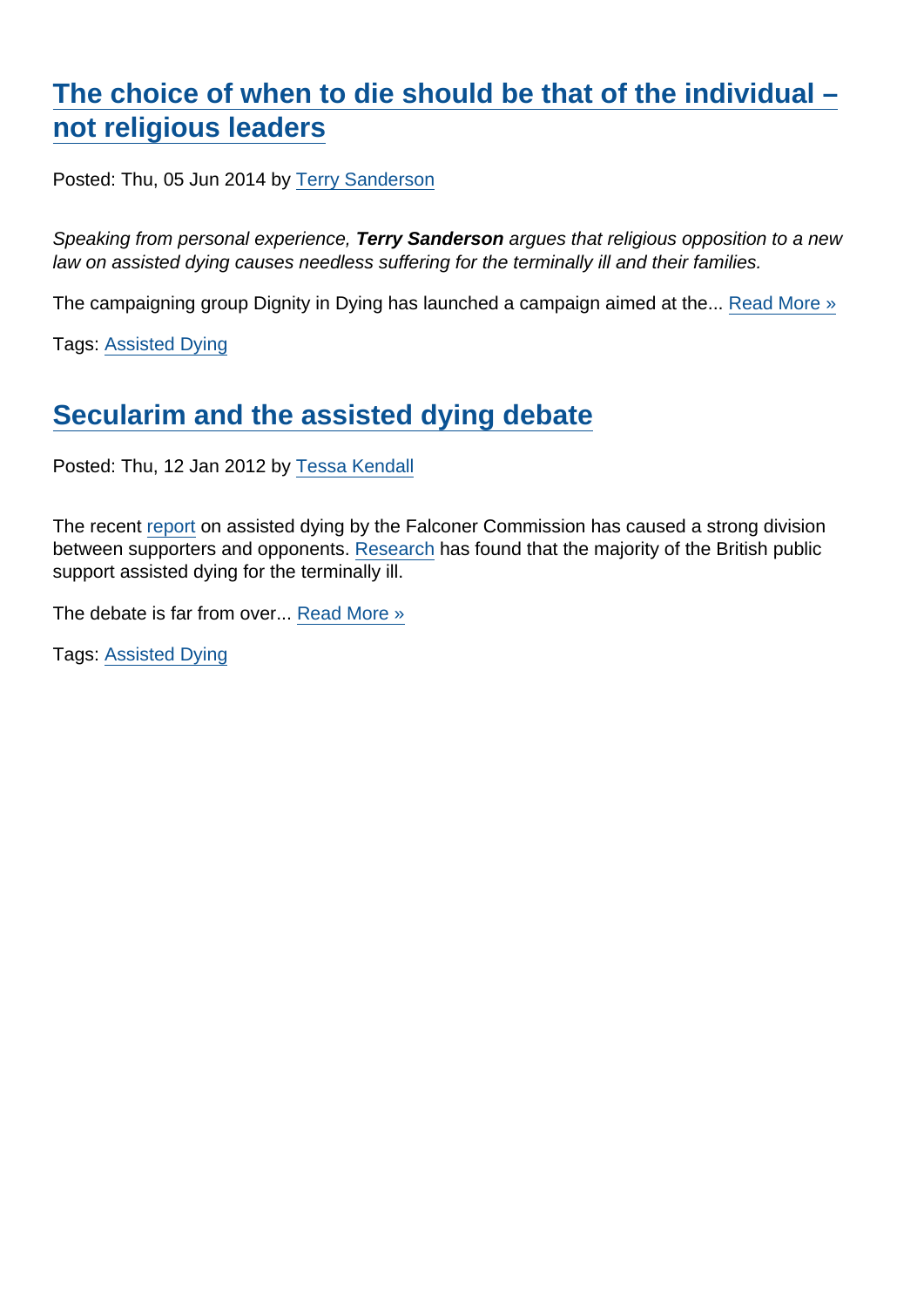## The choice of when to die should be that of the individual – not religious leaders

Posted: Thu, 05 Jun 2014 by Terry Sanderson

*Speaking from personal experience, **Terry Sanderson** argues that religious opposition to a new law on assisted dying causes needless suffering for the terminally ill and their families.*

The campaigning group Dignity in Dying has launched a campaign aimed at the... Read More »

Tags: Assisted Dying

## Secularim and the assisted dying debate

Posted: Thu, 12 Jan 2012 by Tessa Kendall

The recent report on assisted dying by the Falconer Commission has caused a strong division between supporters and opponents. Research has found that the majority of the British public support assisted dying for the terminally ill.

The debate is far from over... Read More »

Tags: Assisted Dying